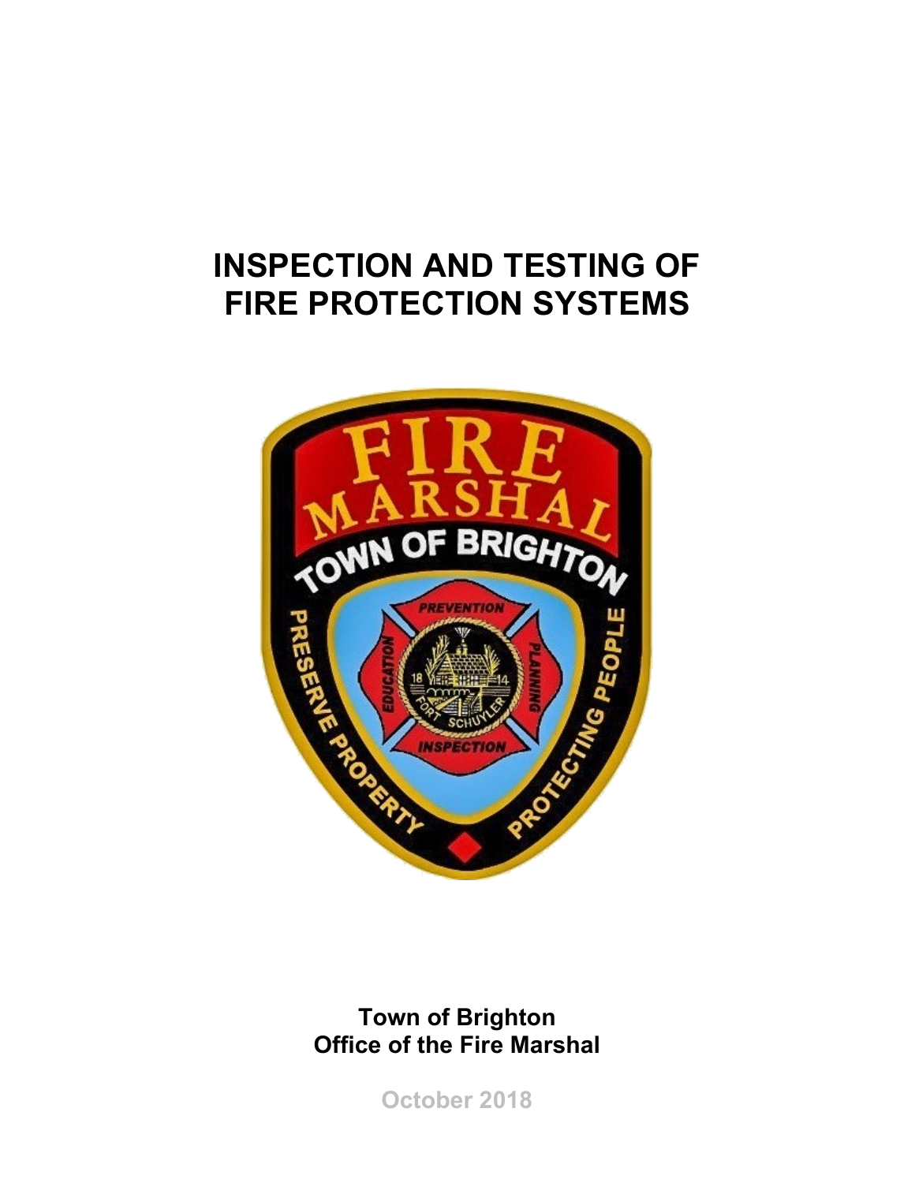# INSPECTION AND TESTING OF FIRE PROTECTION SYSTEMS

**Town of Brighton**
**Office of the Fire Marshal**

October 2018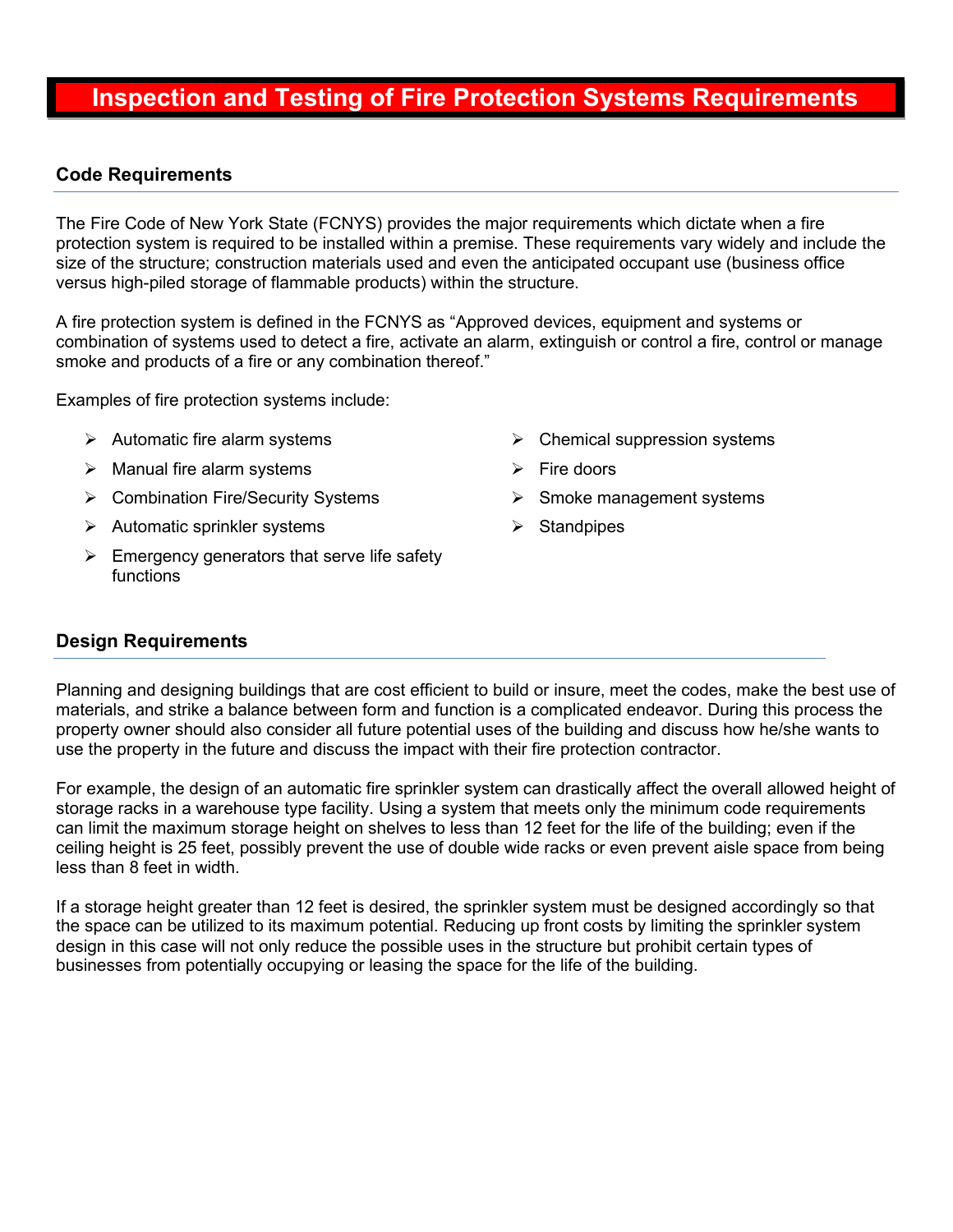# Inspection and Testing of Fire Protection Systems Requirements

## Code Requirements

The Fire Code of New York State (FCNYS) provides the major requirements which dictate when a fire protection system is required to be installed within a premise. These requirements vary widely and include the size of the structure; construction materials used and even the anticipated occupant use (business office versus high-piled storage of flammable products) within the structure.

A fire protection system is defined in the FCNYS as "Approved devices, equipment and systems or combination of systems used to detect a fire, activate an alarm, extinguish or control a fire, control or manage smoke and products of a fire or any combination thereof."

Examples of fire protection systems include:

- Automatic fire alarm systems
- Manual fire alarm systems
- Combination Fire/Security Systems
- Automatic sprinkler systems
- Emergency generators that serve life safety functions
- Chemical suppression systems
- Fire doors
- Smoke management systems
- Standpipes

## Design Requirements

Planning and designing buildings that are cost efficient to build or insure, meet the codes, make the best use of materials, and strike a balance between form and function is a complicated endeavor. During this process the property owner should also consider all future potential uses of the building and discuss how he/she wants to use the property in the future and discuss the impact with their fire protection contractor.

For example, the design of an automatic fire sprinkler system can drastically affect the overall allowed height of storage racks in a warehouse type facility. Using a system that meets only the minimum code requirements can limit the maximum storage height on shelves to less than 12 feet for the life of the building; even if the ceiling height is 25 feet, possibly prevent the use of double wide racks or even prevent aisle space from being less than 8 feet in width.

If a storage height greater than 12 feet is desired, the sprinkler system must be designed accordingly so that the space can be utilized to its maximum potential. Reducing up front costs by limiting the sprinkler system design in this case will not only reduce the possible uses in the structure but prohibit certain types of businesses from potentially occupying or leasing the space for the life of the building.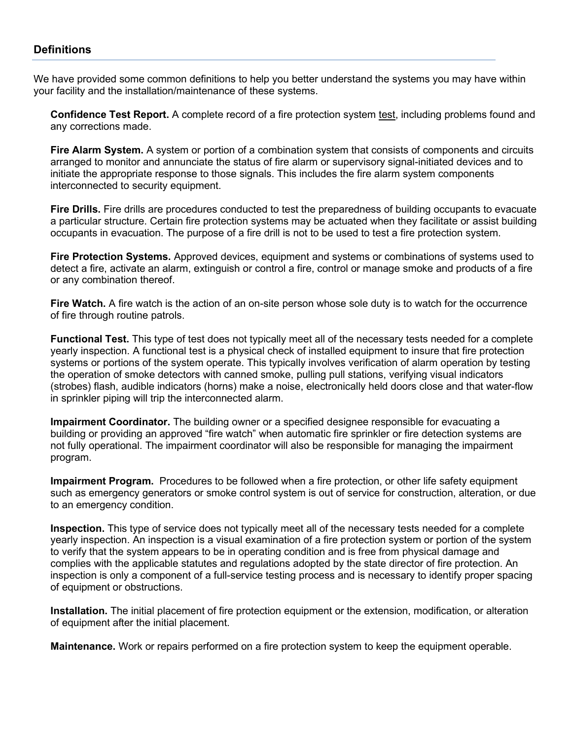## Definitions

We have provided some common definitions to help you better understand the systems you may have within your facility and the installation/maintenance of these systems.

**Confidence Test Report.** A complete record of a fire protection system <u>test</u>, including problems found and any corrections made.

**Fire Alarm System.** A system or portion of a combination system that consists of components and circuits arranged to monitor and annunciate the status of fire alarm or supervisory signal-initiated devices and to initiate the appropriate response to those signals. This includes the fire alarm system components interconnected to security equipment.

**Fire Drills.** Fire drills are procedures conducted to test the preparedness of building occupants to evacuate a particular structure. Certain fire protection systems may be actuated when they facilitate or assist building occupants in evacuation. The purpose of a fire drill is not to be used to test a fire protection system.

**Fire Protection Systems.** Approved devices, equipment and systems or combinations of systems used to detect a fire, activate an alarm, extinguish or control a fire, control or manage smoke and products of a fire or any combination thereof.

**Fire Watch.** A fire watch is the action of an on-site person whose sole duty is to watch for the occurrence of fire through routine patrols.

**Functional Test.** This type of test does not typically meet all of the necessary tests needed for a complete yearly inspection. A functional test is a physical check of installed equipment to insure that fire protection systems or portions of the system operate. This typically involves verification of alarm operation by testing the operation of smoke detectors with canned smoke, pulling pull stations, verifying visual indicators (strobes) flash, audible indicators (horns) make a noise, electronically held doors close and that water-flow in sprinkler piping will trip the interconnected alarm.

**Impairment Coordinator.** The building owner or a specified designee responsible for evacuating a building or providing an approved "fire watch" when automatic fire sprinkler or fire detection systems are not fully operational. The impairment coordinator will also be responsible for managing the impairment program.

**Impairment Program.** Procedures to be followed when a fire protection, or other life safety equipment such as emergency generators or smoke control system is out of service for construction, alteration, or due to an emergency condition.

**Inspection.** This type of service does not typically meet all of the necessary tests needed for a complete yearly inspection. An inspection is a visual examination of a fire protection system or portion of the system to verify that the system appears to be in operating condition and is free from physical damage and complies with the applicable statutes and regulations adopted by the state director of fire protection. An inspection is only a component of a full-service testing process and is necessary to identify proper spacing of equipment or obstructions.

**Installation.** The initial placement of fire protection equipment or the extension, modification, or alteration of equipment after the initial placement.

**Maintenance.** Work or repairs performed on a fire protection system to keep the equipment operable.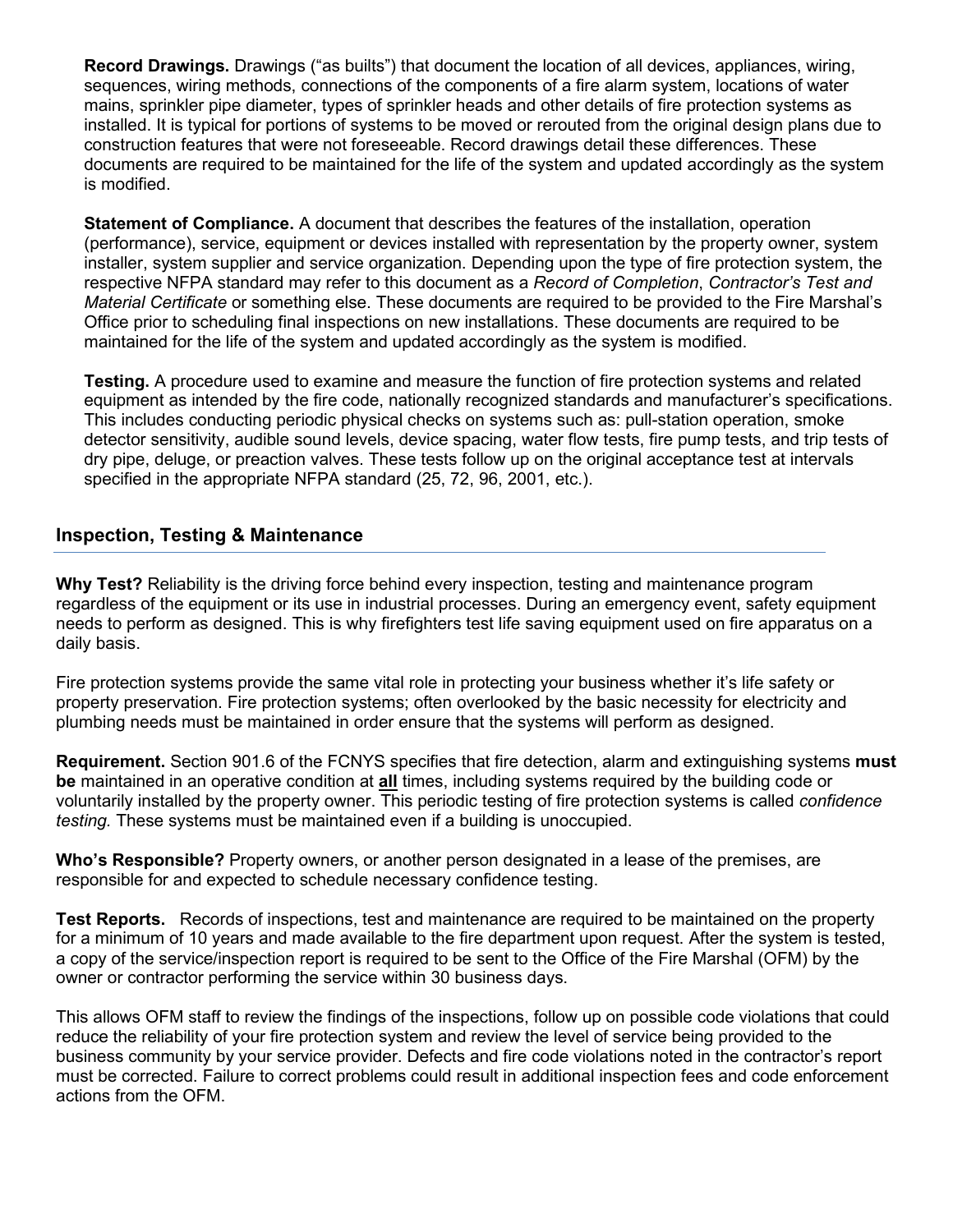**Record Drawings.** Drawings ("as builts") that document the location of all devices, appliances, wiring, sequences, wiring methods, connections of the components of a fire alarm system, locations of water mains, sprinkler pipe diameter, types of sprinkler heads and other details of fire protection systems as installed. It is typical for portions of systems to be moved or rerouted from the original design plans due to construction features that were not foreseeable. Record drawings detail these differences. These documents are required to be maintained for the life of the system and updated accordingly as the system is modified.

**Statement of Compliance.** A document that describes the features of the installation, operation (performance), service, equipment or devices installed with representation by the property owner, system installer, system supplier and service organization. Depending upon the type of fire protection system, the respective NFPA standard may refer to this document as a *Record of Completion*, *Contractor's Test and Material Certificate* or something else. These documents are required to be provided to the Fire Marshal's Office prior to scheduling final inspections on new installations. These documents are required to be maintained for the life of the system and updated accordingly as the system is modified.

**Testing.** A procedure used to examine and measure the function of fire protection systems and related equipment as intended by the fire code, nationally recognized standards and manufacturer's specifications. This includes conducting periodic physical checks on systems such as: pull-station operation, smoke detector sensitivity, audible sound levels, device spacing, water flow tests, fire pump tests, and trip tests of dry pipe, deluge, or preaction valves. These tests follow up on the original acceptance test at intervals specified in the appropriate NFPA standard (25, 72, 96, 2001, etc.).

## Inspection, Testing & Maintenance

**Why Test?** Reliability is the driving force behind every inspection, testing and maintenance program regardless of the equipment or its use in industrial processes. During an emergency event, safety equipment needs to perform as designed. This is why firefighters test life saving equipment used on fire apparatus on a daily basis.

Fire protection systems provide the same vital role in protecting your business whether it's life safety or property preservation. Fire protection systems; often overlooked by the basic necessity for electricity and plumbing needs must be maintained in order ensure that the systems will perform as designed.

**Requirement.** Section 901.6 of the FCNYS specifies that fire detection, alarm and extinguishing systems **must be** maintained in an operative condition at **all** times, including systems required by the building code or voluntarily installed by the property owner. This periodic testing of fire protection systems is called *confidence testing.* These systems must be maintained even if a building is unoccupied.

**Who's Responsible?** Property owners, or another person designated in a lease of the premises, are responsible for and expected to schedule necessary confidence testing.

**Test Reports.** Records of inspections, test and maintenance are required to be maintained on the property for a minimum of 10 years and made available to the fire department upon request. After the system is tested, a copy of the service/inspection report is required to be sent to the Office of the Fire Marshal (OFM) by the owner or contractor performing the service within 30 business days.

This allows OFM staff to review the findings of the inspections, follow up on possible code violations that could reduce the reliability of your fire protection system and review the level of service being provided to the business community by your service provider. Defects and fire code violations noted in the contractor's report must be corrected. Failure to correct problems could result in additional inspection fees and code enforcement actions from the OFM.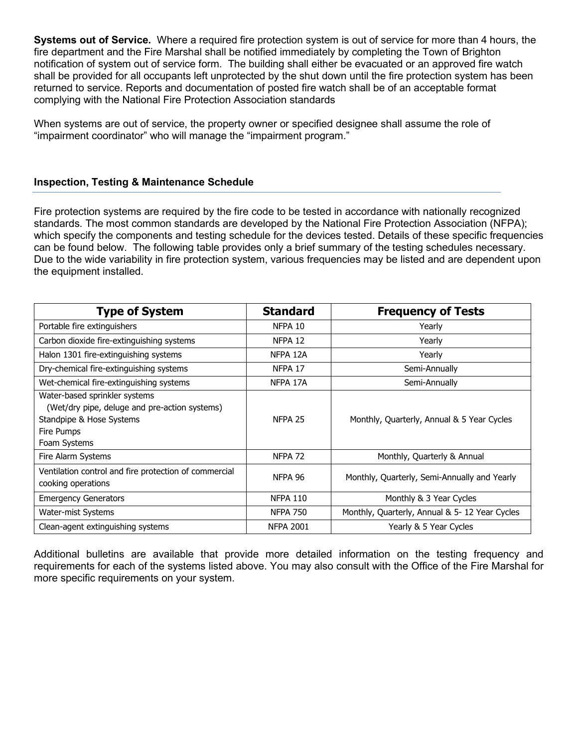**Systems out of Service.** Where a required fire protection system is out of service for more than 4 hours, the fire department and the Fire Marshal shall be notified immediately by completing the Town of Brighton notification of system out of service form. The building shall either be evacuated or an approved fire watch shall be provided for all occupants left unprotected by the shut down until the fire protection system has been returned to service. Reports and documentation of posted fire watch shall be of an acceptable format complying with the National Fire Protection Association standards

When systems are out of service, the property owner or specified designee shall assume the role of "impairment coordinator" who will manage the "impairment program."

### Inspection, Testing & Maintenance Schedule

Fire protection systems are required by the fire code to be tested in accordance with nationally recognized standards. The most common standards are developed by the National Fire Protection Association (NFPA); which specify the components and testing schedule for the devices tested. Details of these specific frequencies can be found below. The following table provides only a brief summary of the testing schedules necessary. Due to the wide variability in fire protection system, various frequencies may be listed and are dependent upon the equipment installed.

| Type of System | Standard | Frequency of Tests |
|---|---|---|
| Portable fire extinguishers | NFPA 10 | Yearly |
| Carbon dioxide fire-extinguishing systems | NFPA 12 | Yearly |
| Halon 1301 fire-extinguishing systems | NFPA 12A | Yearly |
| Dry-chemical fire-extinguishing systems | NFPA 17 | Semi-Annually |
| Wet-chemical fire-extinguishing systems | NFPA 17A | Semi-Annually |
| Water-based sprinkler systems (Wet/dry pipe, deluge and pre-action systems) Standpipe & Hose Systems Fire Pumps Foam Systems | NFPA 25 | Monthly, Quarterly, Annual & 5 Year Cycles |
| Fire Alarm Systems | NFPA 72 | Monthly, Quarterly & Annual |
| Ventilation control and fire protection of commercial cooking operations | NFPA 96 | Monthly, Quarterly, Semi-Annually and Yearly |
| Emergency Generators | NFPA 110 | Monthly & 3 Year Cycles |
| Water-mist Systems | NFPA 750 | Monthly, Quarterly, Annual & 5- 12 Year Cycles |
| Clean-agent extinguishing systems | NFPA 2001 | Yearly & 5 Year Cycles |

Additional bulletins are available that provide more detailed information on the testing frequency and requirements for each of the systems listed above. You may also consult with the Office of the Fire Marshal for more specific requirements on your system.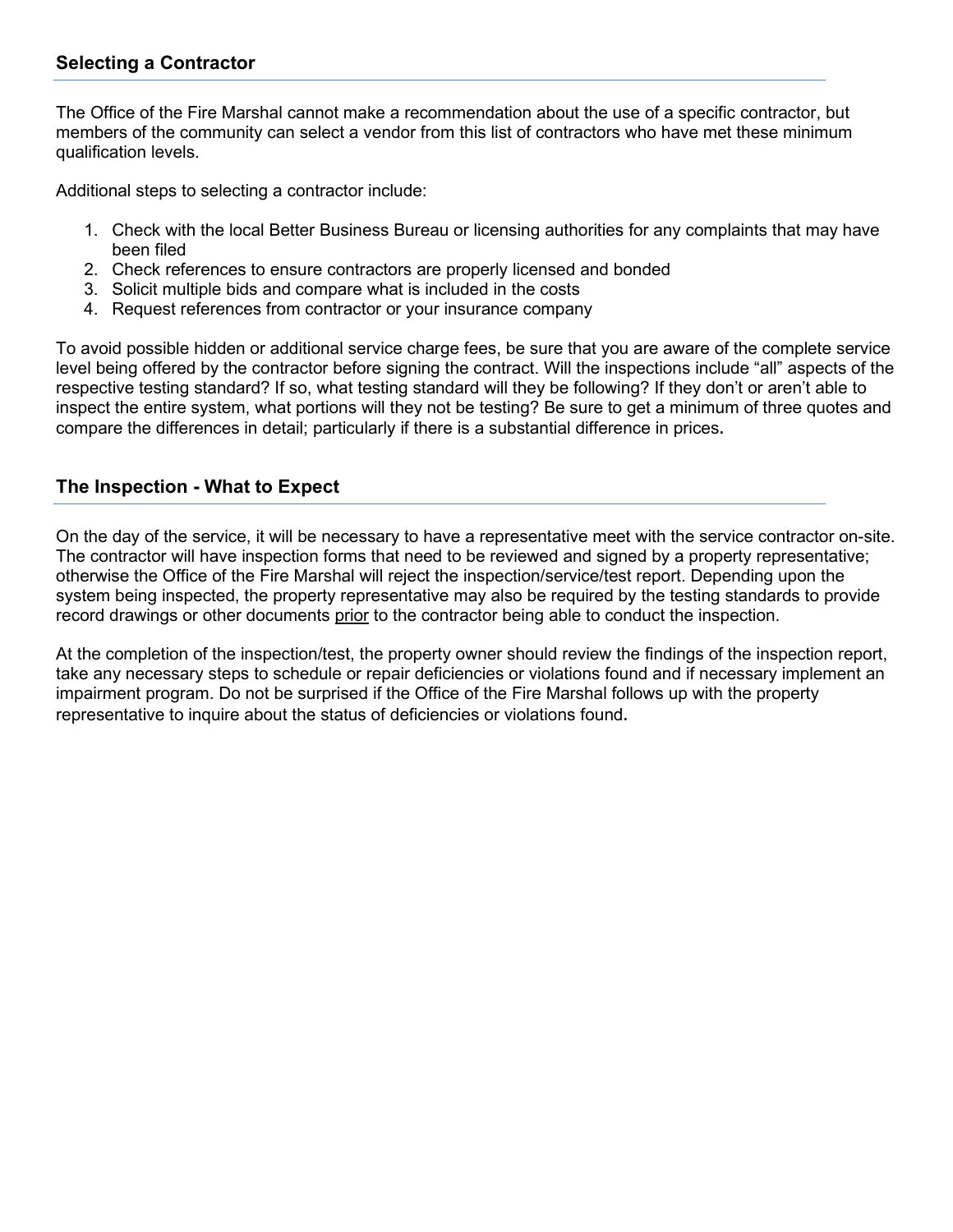## Selecting a Contractor

The Office of the Fire Marshal cannot make a recommendation about the use of a specific contractor, but members of the community can select a vendor from this list of contractors who have met these minimum qualification levels.

Additional steps to selecting a contractor include:

1. Check with the local Better Business Bureau or licensing authorities for any complaints that may have been filed
2. Check references to ensure contractors are properly licensed and bonded
3. Solicit multiple bids and compare what is included in the costs
4. Request references from contractor or your insurance company

To avoid possible hidden or additional service charge fees, be sure that you are aware of the complete service level being offered by the contractor before signing the contract. Will the inspections include "all" aspects of the respective testing standard? If so, what testing standard will they be following? If they don't or aren't able to inspect the entire system, what portions will they not be testing? Be sure to get a minimum of three quotes and compare the differences in detail; particularly if there is a substantial difference in prices**.**

## The Inspection - What to Expect

On the day of the service, it will be necessary to have a representative meet with the service contractor on-site. The contractor will have inspection forms that need to be reviewed and signed by a property representative; otherwise the Office of the Fire Marshal will reject the inspection/service/test report. Depending upon the system being inspected, the property representative may also be required by the testing standards to provide record drawings or other documents <u>prior</u> to the contractor being able to conduct the inspection.

At the completion of the inspection/test, the property owner should review the findings of the inspection report, take any necessary steps to schedule or repair deficiencies or violations found and if necessary implement an impairment program. Do not be surprised if the Office of the Fire Marshal follows up with the property representative to inquire about the status of deficiencies or violations found**.**